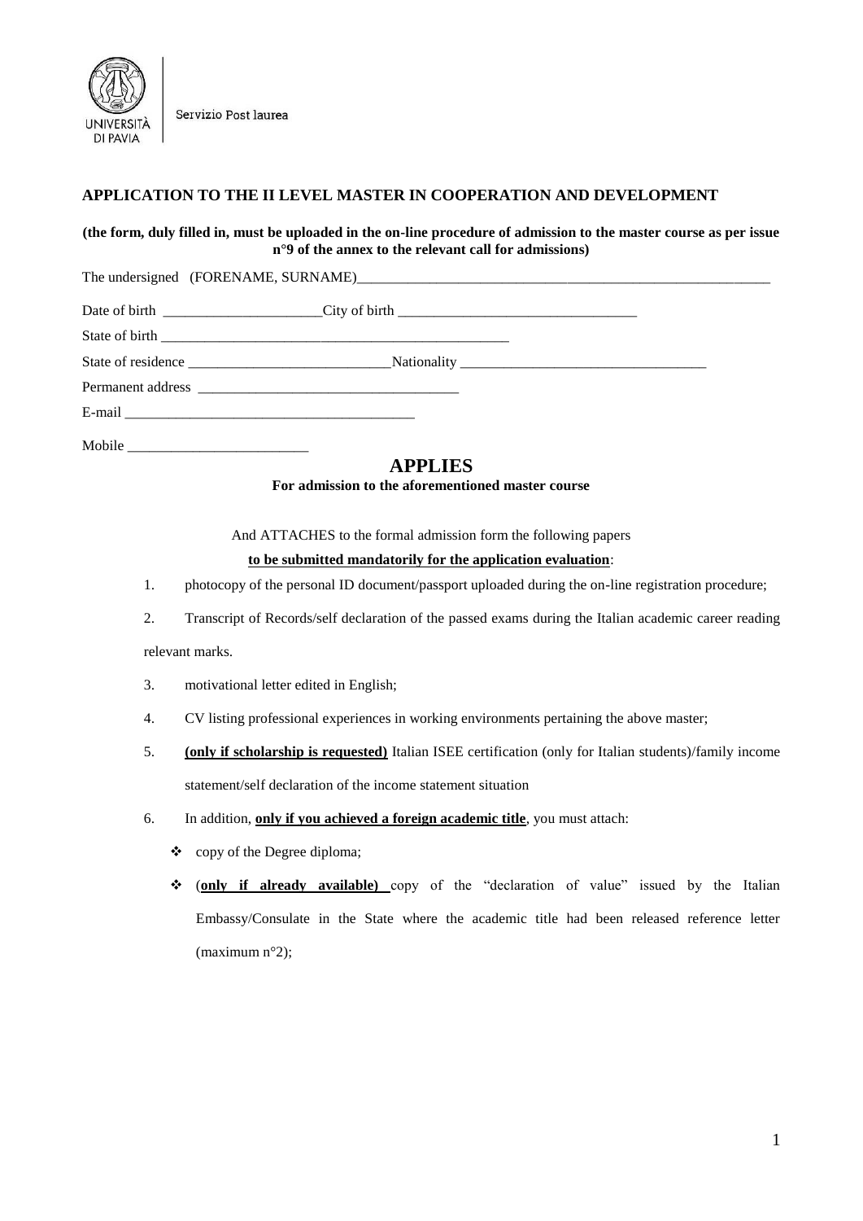Servizio Post laurea

## APPLICATION TO THE II LEVEL MASTER IN COOPERATION AND DEVELOPMENT

**(the form, duly filled in, must be uploaded in the on-line procedure of admission to the master course as per issue n°9 of the annex to the relevant call for admissions)**

The undersigned (FORENAME, SURNAME)___________________________________________________________

Date of birth ______________________City of birth _________________________________

State of birth __________________________________________________

State of residence ____________________________Nationality __________________________________

Permanent address ____________________________________

E-mail ________________________________________

Mobile _________________________

## APPLIES

**For admission to the aforementioned master course**

And ATTACHES to the formal admission form the following papers

**to be submitted mandatorily for the application evaluation**:

1. photocopy of the personal ID document/passport uploaded during the on-line registration procedure;
2. Transcript of Records/self declaration of the passed exams during the Italian academic career reading relevant marks.
3. motivational letter edited in English;
4. CV listing professional experiences in working environments pertaining the above master;
5. **(only if scholarship is requested)** Italian ISEE certification (only for Italian students)/family income statement/self declaration of the income statement situation
6. In addition, **only if you achieved a foreign academic title**, you must attach:
   - copy of the Degree diploma;
   - (**only if already available)** copy of the "declaration of value" issued by the Italian Embassy/Consulate in the State where the academic title had been released reference letter (maximum n°2);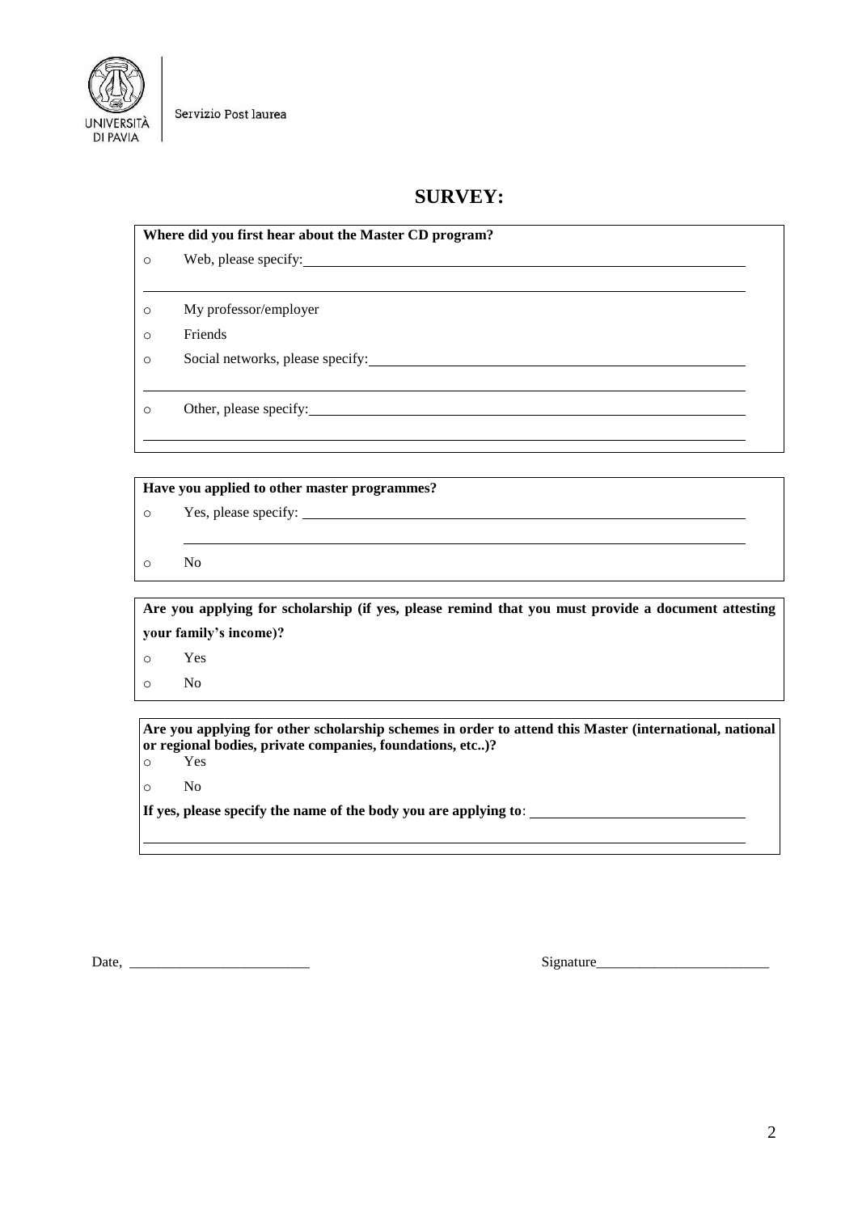# SURVEY:

**Where did you first hear about the Master CD program?**

- Web, please specify: ______________________________
- My professor/employer
- Friends
- Social networks, please specify: ______________________________
- Other, please specify: ______________________________

**Have you applied to other master programmes?**

- Yes, please specify: ______________________________
- No

**Are you applying for scholarship (if yes, please remind that you must provide a document attesting your family's income)?**

- Yes
- No

**Are you applying for other scholarship schemes in order to attend this Master (international, national or regional bodies, private companies, foundations, etc..)?**

- Yes
- No

**If yes, please specify the name of the body you are applying to**: ______________________________

Date, _________________________ Signature________________________